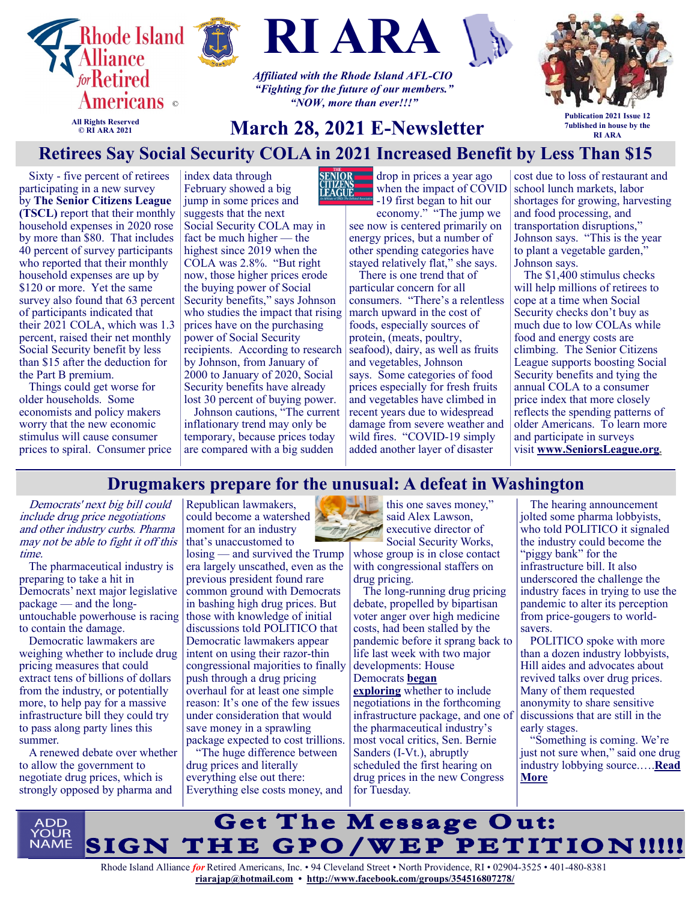# RI ARA

Rhode Island Alliance for Retired Americans ©

All Rights Reserved
© RI ARA 2021

*Affiliated with the Rhode Island AFL-CIO*
*"Fighting for the future of our members."*
*"NOW, more than ever!!!"*

Publication 2021 Issue 12
7ublished in house by the RI ARA

## March 28, 2021 E-Newsletter

## Retirees Say Social Security COLA in 2021 Increased Benefit by Less Than $15

Sixty - five percent of retirees participating in a new survey by **The Senior Citizens League (TSCL)** report that their monthly household expenses in 2020 rose by more than $80. That includes 40 percent of survey participants who reported that their monthly household expenses are up by $120 or more. Yet the same survey also found that 63 percent of participants indicated that their 2021 COLA, which was 1.3 percent, raised their net monthly Social Security benefit by less than $15 after the deduction for the Part B premium.

Things could get worse for older households. Some economists and policy makers worry that the new economic stimulus will cause consumer prices to spiral. Consumer price index data through February showed a big jump in some prices and suggests that the next Social Security COLA may in fact be much higher — the highest since 2019 when the COLA was 2.8%. "But right now, those higher prices erode the buying power of Social Security benefits," says Johnson who studies the impact that rising prices have on the purchasing power of Social Security recipients. According to research by Johnson, from January of 2000 to January of 2020, Social Security benefits have already lost 30 percent of buying power.

Johnson cautions, "The current inflationary trend may only be temporary, because prices today are compared with a big sudden drop in prices a year ago when the impact of COVID -19 first began to hit our economy." "The jump we see now is centered primarily on energy prices, but a number of other spending categories have stayed relatively flat," she says.

There is one trend that of particular concern for all consumers. "There's a relentless march upward in the cost of foods, especially sources of protein, (meats, poultry, seafood), dairy, as well as fruits and vegetables, Johnson says. Some categories of food prices especially for fresh fruits and vegetables have climbed in recent years due to widespread damage from severe weather and wild fires. "COVID-19 simply added another layer of disaster cost due to loss of restaurant and school lunch markets, labor shortages for growing, harvesting and food processing, and transportation disruptions," Johnson says. "This is the year to plant a vegetable garden," Johnson says.

The $1,400 stimulus checks will help millions of retirees to cope at a time when Social Security checks don't buy as much due to low COLAs while food and energy costs are climbing. The Senior Citizens League supports boosting Social Security benefits and tying the annual COLA to a consumer price index that more closely reflects the spending patterns of older Americans. To learn more and participate in surveys visit **www.SeniorsLeague.org**.

## Drugmakers prepare for the unusual: A defeat in Washington

*Democrats' next big bill could include drug price negotiations and other industry curbs. Pharma may not be able to fight it off this time.*

The pharmaceutical industry is preparing to take a hit in Democrats' next major legislative package — and the long-untouchable powerhouse is racing to contain the damage.

Democratic lawmakers are weighing whether to include drug pricing measures that could extract tens of billions of dollars from the industry, or potentially more, to help pay for a massive infrastructure bill they could try to pass along party lines this summer.

A renewed debate over whether to allow the government to negotiate drug prices, which is strongly opposed by pharma and Republican lawmakers, could become a watershed moment for an industry that's unaccustomed to losing — and survived the Trump era largely unscathed, even as the previous president found rare common ground with Democrats in bashing high drug prices. But those with knowledge of initial discussions told POLITICO that Democratic lawmakers appear intent on using their razor-thin congressional majorities to finally push through a drug pricing overhaul for at least one simple reason: It's one of the few issues under consideration that would save money in a sprawling package expected to cost trillions.

"The huge difference between drug prices and literally everything else out there: Everything else costs money, and this one saves money," said Alex Lawson, executive director of Social Security Works, whose group is in close contact with congressional staffers on drug pricing.

The long-running drug pricing debate, propelled by bipartisan voter anger over high medicine costs, had been stalled by the pandemic before it sprang back to life last week with two major developments: House Democrats **began exploring** whether to include negotiations in the forthcoming infrastructure package, and one of the pharmaceutical industry's most vocal critics, Sen. Bernie Sanders (I-Vt.), abruptly scheduled the first hearing on drug prices in the new Congress for Tuesday.

The hearing announcement jolted some pharma lobbyists, who told POLITICO it signaled the industry could become the "piggy bank" for the infrastructure bill. It also underscored the challenge the industry faces in trying to use the pandemic to alter its perception from price-gougers to world-savers.

POLITICO spoke with more than a dozen industry lobbyists, Hill aides and advocates about revived talks over drug prices. Many of them requested anonymity to share sensitive discussions that are still in the early stages.

"Something is coming. We're just not sure when," said one drug industry lobbying source.….**Read More**

ADD YOUR NAME

## Get The Message Out: SIGN THE GPO/WEP PETITION!!!!!

Rhode Island Alliance *for* Retired Americans, Inc. • 94 Cleveland Street • North Providence, RI • 02904-3525 • 401-480-8381
**riarajap@hotmail.com** • **http://www.facebook.com/groups/354516807278/**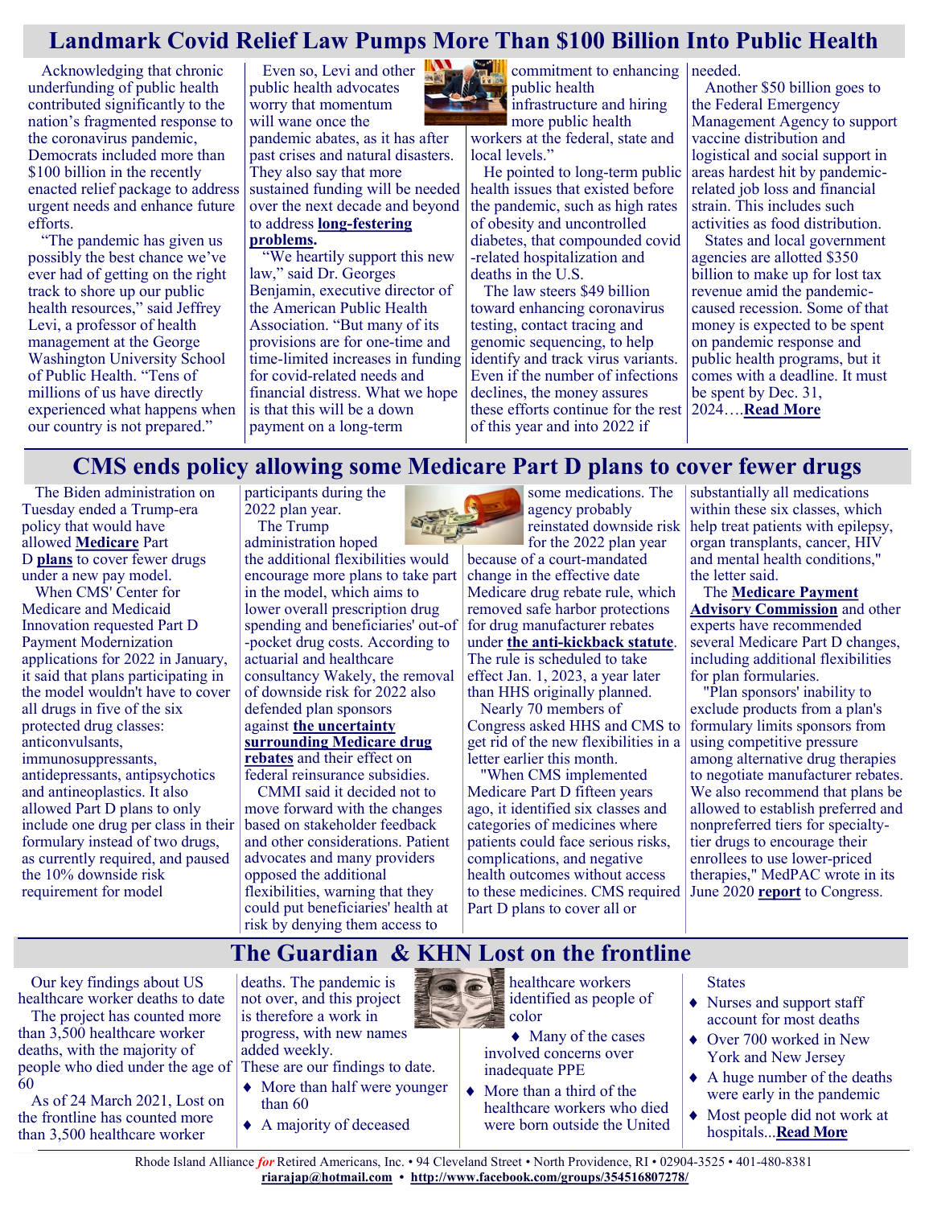## Landmark Covid Relief Law Pumps More Than $100 Billion Into Public Health

Acknowledging that chronic underfunding of public health contributed significantly to the nation's fragmented response to the coronavirus pandemic, Democrats included more than $100 billion in the recently enacted relief package to address urgent needs and enhance future efforts.

"The pandemic has given us possibly the best chance we've ever had of getting on the right track to shore up our public health resources," said Jeffrey Levi, a professor of health management at the George Washington University School of Public Health. "Tens of millions of us have directly experienced what happens when our country is not prepared."

Even so, Levi and other public health advocates worry that momentum will wane once the pandemic abates, as it has after past crises and natural disasters. They also say that more sustained funding will be needed over the next decade and beyond to address **long-festering problems**.

"We heartily support this new law," said Dr. Georges Benjamin, executive director of the American Public Health Association. "But many of its provisions are for one-time and time-limited increases in funding for covid-related needs and financial distress. What we hope is that this will be a down payment on a long-term commitment to enhancing public health infrastructure and hiring more public health workers at the federal, state and local levels."

He pointed to long-term public health issues that existed before the pandemic, such as high rates of obesity and uncontrolled diabetes, that compounded covid-related hospitalization and deaths in the U.S.

The law steers $49 billion toward enhancing coronavirus testing, contact tracing and genomic sequencing, to help identify and track virus variants. Even if the number of infections declines, the money assures these efforts continue for the rest of this year and into 2022 if needed.

Another $50 billion goes to the Federal Emergency Management Agency to support vaccine distribution and logistical and social support in areas hardest hit by pandemic-related job loss and financial strain. This includes such activities as food distribution.

States and local government agencies are allotted $350 billion to make up for lost tax revenue amid the pandemic-caused recession. Some of that money is expected to be spent on pandemic response and public health programs, but it comes with a deadline. It must be spent by Dec. 31, 2024….**Read More**

## CMS ends policy allowing some Medicare Part D plans to cover fewer drugs

The Biden administration on Tuesday ended a Trump-era policy that would have allowed **Medicare** Part D **plans** to cover fewer drugs under a new pay model.

When CMS' Center for Medicare and Medicaid Innovation requested Part D Payment Modernization applications for 2022 in January, it said that plans participating in the model wouldn't have to cover all drugs in five of the six protected drug classes: anticonvulsants, immunosuppressants, antidepressants, antipsychotics and antineoplastics. It also allowed Part D plans to only include one drug per class in their formulary instead of two drugs, as currently required, and paused the 10% downside risk requirement for model participants during the 2022 plan year.

The Trump administration hoped the additional flexibilities would encourage more plans to take part in the model, which aims to lower overall prescription drug spending and beneficiaries' out-of-pocket drug costs. According to actuarial and healthcare consultancy Wakely, the removal of downside risk for 2022 also defended plan sponsors against **the uncertainty surrounding Medicare drug rebates** and their effect on federal reinsurance subsidies.

CMMI said it decided not to move forward with the changes based on stakeholder feedback and other considerations. Patient advocates and many providers opposed the additional flexibilities, warning that they could put beneficiaries' health at risk by denying them access to some medications. The agency probably reinstated downside risk for the 2022 plan year because of a court-mandated change in the effective date Medicare drug rebate rule, which removed safe harbor protections for drug manufacturer rebates under **the anti-kickback statute**. The rule is scheduled to take effect Jan. 1, 2023, a year later than HHS originally planned.

Nearly 70 members of Congress asked HHS and CMS to get rid of the new flexibilities in a letter earlier this month.

"When CMS implemented Medicare Part D fifteen years ago, it identified six classes and categories of medicines where patients could face serious risks, complications, and negative health outcomes without access to these medicines. CMS required Part D plans to cover all or substantially all medications within these six classes, which help treat patients with epilepsy, organ transplants, cancer, HIV and mental health conditions," the letter said.

The **Medicare Payment Advisory Commission** and other experts have recommended several Medicare Part D changes, including additional flexibilities for plan formularies.

"Plan sponsors' inability to exclude products from a plan's formulary limits sponsors from using competitive pressure among alternative drug therapies to negotiate manufacturer rebates. We also recommend that plans be allowed to establish preferred and nonpreferred tiers for specialty-tier drugs to encourage their enrollees to use lower-priced therapies," MedPAC wrote in its June 2020 **report** to Congress.

## The Guardian & KHN Lost on the frontline

Our key findings about US healthcare worker deaths to date

The project has counted more than 3,500 healthcare worker deaths, with the majority of people who died under the age of 60

As of 24 March 2021, Lost on the frontline has counted more than 3,500 healthcare worker deaths. The pandemic is not over, and this project is therefore a work in progress, with new names added weekly.

These are our findings to date.

- More than half were younger than 60
- A majority of deceased healthcare workers identified as people of color
- Many of the cases involved concerns over inadequate PPE
- More than a third of the healthcare workers who died were born outside the United States
- Nurses and support staff account for most deaths
- Over 700 worked in New York and New Jersey
- A huge number of the deaths were early in the pandemic
- Most people did not work at hospitals...**Read More**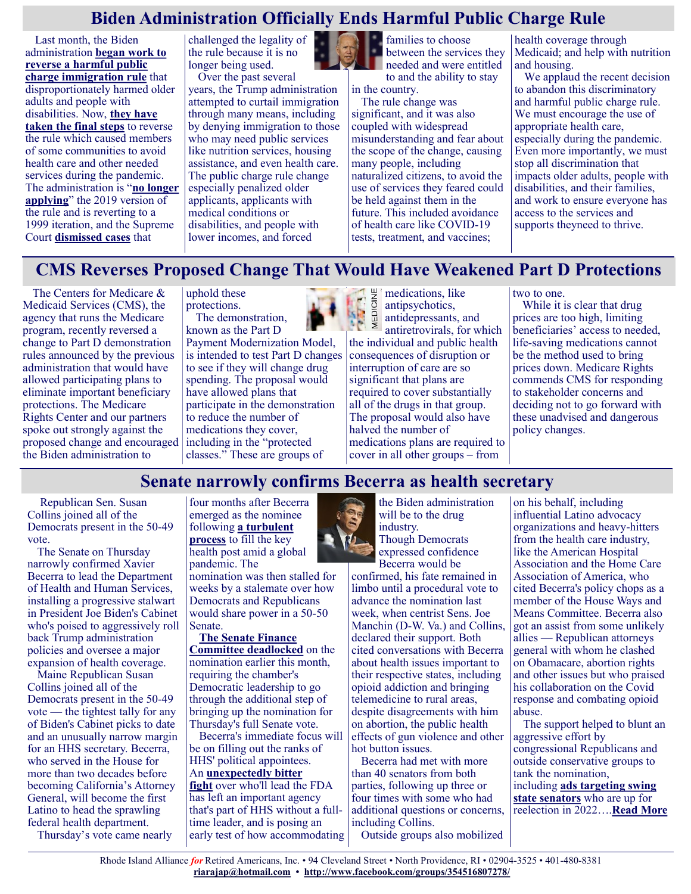# Biden Administration Officially Ends Harmful Public Charge Rule

Last month, the Biden administration **began work to reverse a harmful public charge immigration rule** that disproportionately harmed older adults and people with disabilities. Now, **they have taken the final steps** to reverse the rule which caused members of some communities to avoid health care and other needed services during the pandemic. The administration is "**no longer applying**" the 2019 version of the rule and is reverting to a 1999 iteration, and the Supreme Court **dismissed cases** that challenged the legality of the rule because it is no longer being used.

Over the past several years, the Trump administration attempted to curtail immigration through many means, including by denying immigration to those who may need public services like nutrition services, housing assistance, and even health care. The public charge rule change especially penalized older applicants, applicants with medical conditions or disabilities, and people with lower incomes, and forced families to choose between the services they needed and were entitled to and the ability to stay in the country.

The rule change was significant, and it was also coupled with widespread misunderstanding and fear about the scope of the change, causing many people, including naturalized citizens, to avoid the use of services they feared could be held against them in the future. This included avoidance of health care like COVID-19 tests, treatment, and vaccines; health coverage through Medicaid; and help with nutrition and housing.

We applaud the recent decision to abandon this discriminatory and harmful public charge rule. We must encourage the use of appropriate health care, especially during the pandemic. Even more importantly, we must stop all discrimination that impacts older adults, people with disabilities, and their families, and work to ensure everyone has access to the services and supports theyneed to thrive.

# CMS Reverses Proposed Change That Would Have Weakened Part D Protections

The Centers for Medicare & Medicaid Services (CMS), the agency that runs the Medicare program, recently reversed a change to Part D demonstration rules announced by the previous administration that would have allowed participating plans to eliminate important beneficiary protections. The Medicare Rights Center and our partners spoke out strongly against the proposed change and encouraged the Biden administration to uphold these protections.

The demonstration, known as the Part D Payment Modernization Model, is intended to test Part D changes to see if they will change drug spending. The proposal would have allowed plans that participate in the demonstration to reduce the number of medications they cover, including in the "protected classes." These are groups of medications, like antipsychotics, antidepressants, and antiretrovirals, for which the individual and public health consequences of disruption or interruption of care are so significant that plans are required to cover substantially all of the drugs in that group. The proposal would also have halved the number of medications plans are required to cover in all other groups – from two to one.

While it is clear that drug prices are too high, limiting beneficiaries' access to needed, life-saving medications cannot be the method used to bring prices down. Medicare Rights commends CMS for responding to stakeholder concerns and deciding not to go forward with these unadvised and dangerous policy changes.

# Senate narrowly confirms Becerra as health secretary

Republican Sen. Susan Collins joined all of the Democrats present in the 50-49 vote.

The Senate on Thursday narrowly confirmed Xavier Becerra to lead the Department of Health and Human Services, installing a progressive stalwart in President Joe Biden's Cabinet who's poised to aggressively roll back Trump administration policies and oversee a major expansion of health coverage.

Maine Republican Susan Collins joined all of the Democrats present in the 50-49 vote — the tightest tally for any of Biden's Cabinet picks to date and an unusually narrow margin for an HHS secretary. Becerra, who served in the House for more than two decades before becoming California's Attorney General, will become the first Latino to head the sprawling federal health department.

Thursday's vote came nearly four months after Becerra emerged as the nominee following **a turbulent process** to fill the key health post amid a global pandemic. The nomination was then stalled for weeks by a stalemate over how Democrats and Republicans would share power in a 50-50 Senate.

**The Senate Finance Committee deadlocked** on the nomination earlier this month, requiring the chamber's Democratic leadership to go through the additional step of bringing up the nomination for Thursday's full Senate vote.

Becerra's immediate focus will be on filling out the ranks of HHS' political appointees. An **unexpectedly bitter fight** over who'll lead the FDA has left an important agency that's part of HHS without a full-time leader, and is posing an early test of how accommodating the Biden administration will be to the drug industry.

Though Democrats expressed confidence Becerra would be confirmed, his fate remained in limbo until a procedural vote to advance the nomination last week, when centrist Sens. Joe Manchin (D-W. Va.) and Collins, declared their support. Both cited conversations with Becerra about health issues important to their respective states, including opioid addiction and bringing telemedicine to rural areas, despite disagreements with him on abortion, the public health effects of gun violence and other hot button issues.

Becerra had met with more than 40 senators from both parties, following up three or four times with some who had additional questions or concerns, including Collins.

Outside groups also mobilized on his behalf, including influential Latino advocacy organizations and heavy-hitters from the health care industry, like the American Hospital Association and the Home Care Association of America, who cited Becerra's policy chops as a member of the House Ways and Means Committee. Becerra also got an assist from some unlikely allies — Republican attorneys general with whom he clashed on Obamacare, abortion rights and other issues but who praised his collaboration on the Covid response and combating opioid abuse.

The support helped to blunt an aggressive effort by congressional Republicans and outside conservative groups to tank the nomination, including **ads targeting swing state senators** who are up for reelection in 2022….**Read More**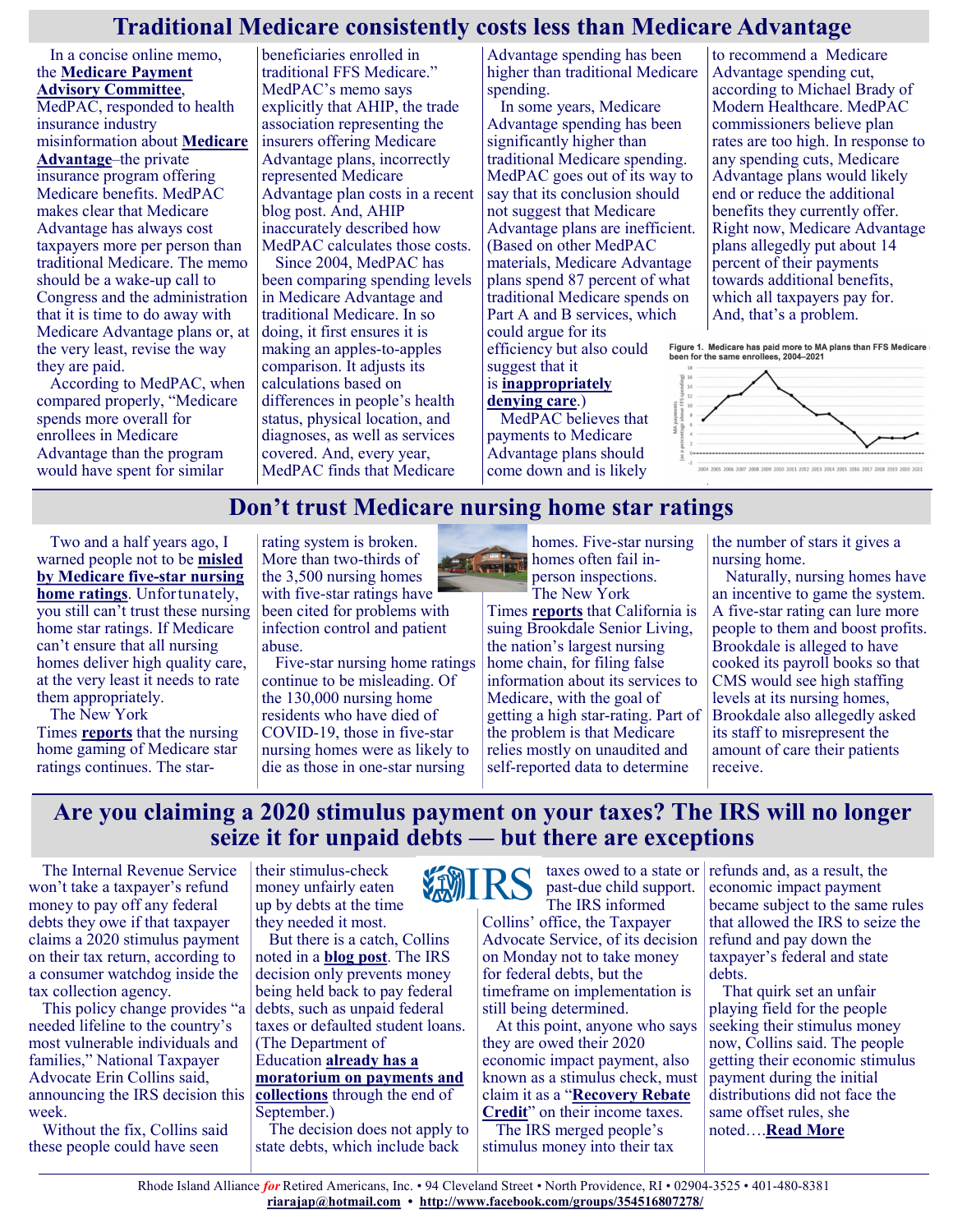# Traditional Medicare consistently costs less than Medicare Advantage

In a concise online memo, the **Medicare Payment Advisory Committee**, MedPAC, responded to health insurance industry misinformation about **Medicare Advantage**–the private insurance program offering Medicare benefits. MedPAC makes clear that Medicare Advantage has always cost taxpayers more per person than traditional Medicare. The memo should be a wake-up call to Congress and the administration that it is time to do away with Medicare Advantage plans or, at the very least, revise the way they are paid.

According to MedPAC, when compared properly, "Medicare spends more overall for enrollees in Medicare Advantage than the program would have spent for similar beneficiaries enrolled in traditional FFS Medicare." MedPAC's memo says explicitly that AHIP, the trade association representing the insurers offering Medicare Advantage plans, incorrectly represented Medicare Advantage plan costs in a recent blog post. And, AHIP inaccurately described how MedPAC calculates those costs.

Since 2004, MedPAC has been comparing spending levels in Medicare Advantage and traditional Medicare. In so doing, it first ensures it is making an apples-to-apples comparison. It adjusts its calculations based on differences in people's health status, physical location, and diagnoses, as well as services covered. And, every year, MedPAC finds that Medicare Advantage spending has been higher than traditional Medicare spending.

In some years, Medicare Advantage spending has been significantly higher than traditional Medicare spending. MedPAC goes out of its way to say that its conclusion should not suggest that Medicare Advantage plans are inefficient. (Based on other MedPAC materials, Medicare Advantage plans spend 87 percent of what traditional Medicare spends on Part A and B services, which could argue for its efficiency but also could suggest that it is **inappropriately denying care**.)

MedPAC believes that payments to Medicare Advantage plans should come down and is likely to recommend a Medicare Advantage spending cut, according to Michael Brady of Modern Healthcare. MedPAC commissioners believe plan rates are too high. In response to any spending cuts, Medicare Advantage plans would likely end or reduce the additional benefits they currently offer. Right now, Medicare Advantage plans allegedly put about 14 percent of their payments towards additional benefits, which all taxpayers pay for. And, that's a problem.

Figure 1. Medicare has paid more to MA plans than FFS Medicare been for the same enrollees, 2004–2021

# Don't trust Medicare nursing home star ratings

Two and a half years ago, I warned people not to be **misled by Medicare five-star nursing home ratings**. Unfortunately, you still can't trust these nursing home star ratings. If Medicare can't ensure that all nursing homes deliver high quality care, at the very least it needs to rate them appropriately.

The New York Times **reports** that the nursing home gaming of Medicare star ratings continues. The star-rating system is broken. More than two-thirds of the 3,500 nursing homes with five-star ratings have been cited for problems with infection control and patient abuse.

Five-star nursing home ratings continue to be misleading. Of the 130,000 nursing home residents who have died of COVID-19, those in five-star nursing homes were as likely to die as those in one-star nursing homes. Five-star nursing homes often fail in-person inspections.

The New York Times **reports** that California is suing Brookdale Senior Living, the nation's largest nursing home chain, for filing false information about its services to Medicare, with the goal of getting a high star-rating. Part of the problem is that Medicare relies mostly on unaudited and self-reported data to determine the number of stars it gives a nursing home.

Naturally, nursing homes have an incentive to game the system. A five-star rating can lure more people to them and boost profits. Brookdale is alleged to have cooked its payroll books so that CMS would see high staffing levels at its nursing homes, Brookdale also allegedly asked its staff to misrepresent the amount of care their patients receive.

# Are you claiming a 2020 stimulus payment on your taxes? The IRS will no longer seize it for unpaid debts — but there are exceptions

The Internal Revenue Service won't take a taxpayer's refund money to pay off any federal debts they owe if that taxpayer claims a 2020 stimulus payment on their tax return, according to a consumer watchdog inside the tax collection agency.

This policy change provides "a needed lifeline to the country's most vulnerable individuals and families," National Taxpayer Advocate Erin Collins said, announcing the IRS decision this week.

Without the fix, Collins said these people could have seen their stimulus-check money unfairly eaten up by debts at the time they needed it most.

But there is a catch, Collins noted in a **blog post**. The IRS decision only prevents money being held back to pay federal debts, such as unpaid federal taxes or defaulted student loans. (The Department of Education **already has a moratorium on payments and collections** through the end of September.)

The decision does not apply to state debts, which include back taxes owed to a state or past-due child support. The IRS informed Collins' office, the Taxpayer Advocate Service, of its decision on Monday not to take money for federal debts, but the timeframe on implementation is still being determined.

At this point, anyone who says they are owed their 2020 economic impact payment, also known as a stimulus check, must claim it as a "**Recovery Rebate Credit**" on their income taxes.

The IRS merged people's stimulus money into their tax refunds and, as a result, the economic impact payment became subject to the same rules that allowed the IRS to seize the refund and pay down the taxpayer's federal and state debts.

That quirk set an unfair playing field for the people seeking their stimulus money now, Collins said. The people getting their economic stimulus payment during the initial distributions did not face the same offset rules, she noted….**Read More**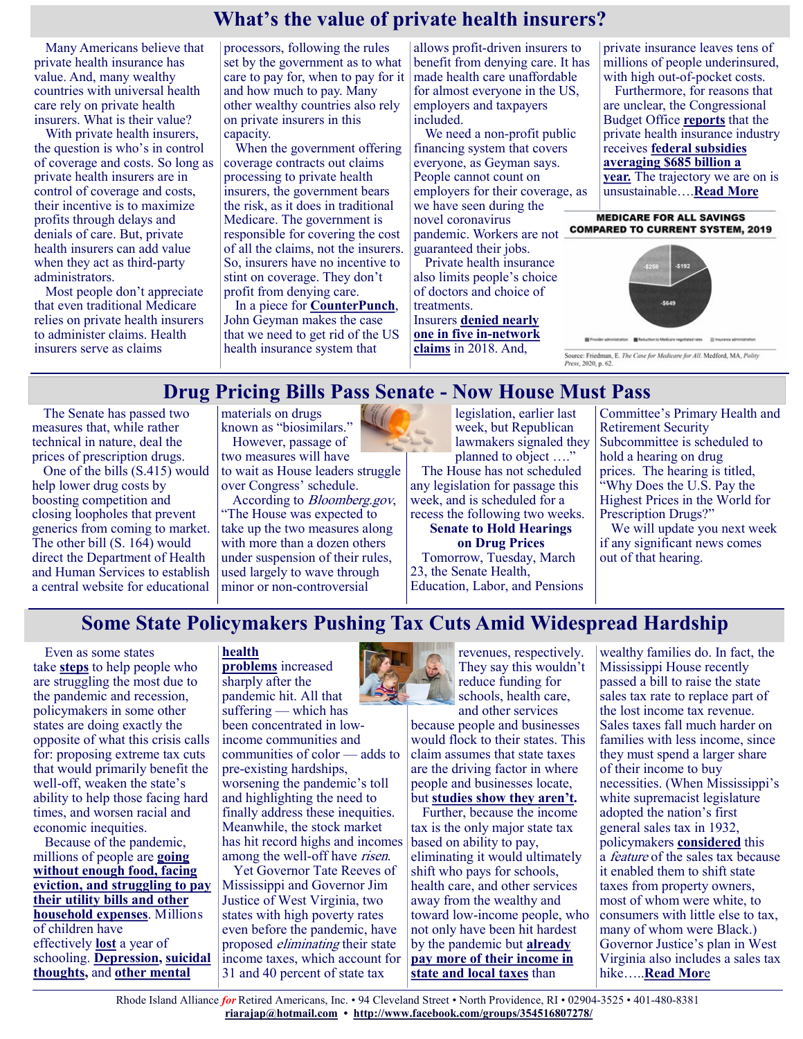# What's the value of private health insurers?

Many Americans believe that private health insurance has value. And, many wealthy countries with universal health care rely on private health insurers. What is their value?

With private health insurers, the question is who's in control of coverage and costs. So long as private health insurers are in control of coverage and costs, their incentive is to maximize profits through delays and denials of care. But, private health insurers can add value when they act as third-party administrators.

Most people don't appreciate that even traditional Medicare relies on private health insurers to administer claims. Health insurers serve as claims processors, following the rules set by the government as to what care to pay for, when to pay for it and how much to pay. Many other wealthy countries also rely on private insurers in this capacity.

When the government offering coverage contracts out claims processing to private health insurers, the government bears the risk, as it does in traditional Medicare. The government is responsible for covering the cost of all the claims, not the insurers. So, insurers have no incentive to stint on coverage. They don't profit from denying care.

In a piece for **CounterPunch**, John Geyman makes the case that we need to get rid of the US health insurance system that allows profit-driven insurers to benefit from denying care. It has made health care unaffordable for almost everyone in the US, employers and taxpayers included.

We need a non-profit public financing system that covers everyone, as Geyman says. People cannot count on employers for their coverage, as we have seen during the novel coronavirus pandemic. Workers are not guaranteed their jobs.

Private health insurance also limits people's choice of doctors and choice of treatments. Insurers **denied nearly one in five in-network claims** in 2018. And, private insurance leaves tens of millions of people underinsured, with high out-of-pocket costs.

Furthermore, for reasons that are unclear, the Congressional Budget Office **reports** that the private health insurance industry receives **federal subsidies averaging $685 billion a year.** The trajectory we are on is unsustainable….**Read More**

**MEDICARE FOR ALL SAVINGS COMPARED TO CURRENT SYSTEM, 2019**

-$258 | -$192 | -$649

Provider administration | Reduction to Medicare negotiated rates | Insurance administration

Source: Friedman, E. *The Case for Medicare for All.* Medford, MA, *Polity Press*, 2020, p. 62.

# Drug Pricing Bills Pass Senate - Now House Must Pass

The Senate has passed two measures that, while rather technical in nature, deal the prices of prescription drugs.

One of the bills (S.415) would help lower drug costs by boosting competition and closing loopholes that prevent generics from coming to market. The other bill (S. 164) would direct the Department of Health and Human Services to establish a central website for educational materials on drugs known as "biosimilars."

However, passage of two measures will have to wait as House leaders struggle over Congress' schedule.

According to *Bloomberg.gov*, "The House was expected to take up the two measures along with more than a dozen others under suspension of their rules, used largely to wave through minor or non-controversial legislation, earlier last week, but Republican lawmakers signaled they planned to object …."

The House has not scheduled any legislation for passage this week, and is scheduled for a recess the following two weeks.

**Senate to Hold Hearings on Drug Prices**

Tomorrow, Tuesday, March 23, the Senate Health, Education, Labor, and Pensions Committee's Primary Health and Retirement Security Subcommittee is scheduled to hold a hearing on drug prices. The hearing is titled, "Why Does the U.S. Pay the Highest Prices in the World for Prescription Drugs?"

We will update you next week if any significant news comes out of that hearing.

# Some State Policymakers Pushing Tax Cuts Amid Widespread Hardship

Even as some states take **steps** to help people who are struggling the most due to the pandemic and recession, policymakers in some other states are doing exactly the opposite of what this crisis calls for: proposing extreme tax cuts that would primarily benefit the well-off, weaken the state's ability to help those facing hard times, and worsen racial and economic inequities.

Because of the pandemic, millions of people are **going without enough food, facing eviction, and struggling to pay their utility bills and other household expenses**. Millions of children have effectively **lost** a year of schooling. **Depression, suicidal thoughts,** and **other mental health problems** increased sharply after the pandemic hit. All that suffering — which has been concentrated in low-income communities and communities of color — adds to pre-existing hardships, worsening the pandemic's toll and highlighting the need to finally address these inequities. Meanwhile, the stock market has hit record highs and incomes among the well-off have *risen*.

Yet Governor Tate Reeves of Mississippi and Governor Jim Justice of West Virginia, two states with high poverty rates even before the pandemic, have proposed *eliminating* their state income taxes, which account for 31 and 40 percent of state tax revenues, respectively. They say this wouldn't reduce funding for schools, health care, and other services because people and businesses would flock to their states. This claim assumes that state taxes are the driving factor in where people and businesses locate, but **studies show they aren't.**

Further, because the income tax is the only major state tax based on ability to pay, eliminating it would ultimately shift who pays for schools, health care, and other services away from the wealthy and toward low-income people, who not only have been hit hardest by the pandemic but **already pay more of their income in state and local taxes** than wealthy families do. In fact, the Mississippi House recently passed a bill to raise the state sales tax rate to replace part of the lost income tax revenue. Sales taxes fall much harder on families with less income, since they must spend a larger share of their income to buy necessities. (When Mississippi's white supremacist legislature adopted the nation's first general sales tax in 1932, policymakers **considered** this a *feature* of the sales tax because it enabled them to shift state taxes from property owners, most of whom were white, to consumers with little else to tax, many of whom were Black.) Governor Justice's plan in West Virginia also includes a sales tax hike…..**Read More**

Rhode Island Alliance *for* Retired Americans, Inc. • 94 Cleveland Street • North Providence, RI • 02904-3525 • 401-480-8381
**riarajap@hotmail.com** • **http://www.facebook.com/groups/354516807278/**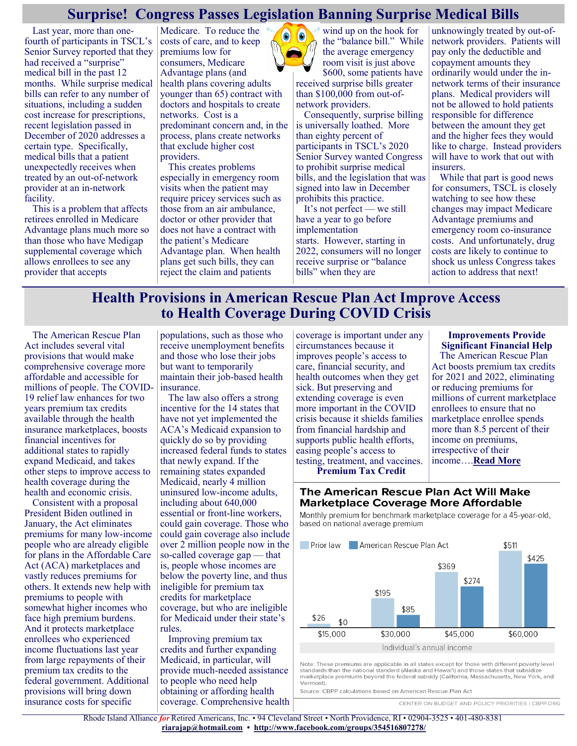# Surprise! Congress Passes Legislation Banning Surprise Medical Bills

Last year, more than one-fourth of participants in TSCL's Senior Survey reported that they had received a "surprise" medical bill in the past 12 months. While surprise medical bills can refer to any number of situations, including a sudden cost increase for prescriptions, recent legislation passed in December of 2020 addresses a certain type. Specifically, medical bills that a patient unexpectedly receives when treated by an out-of-network provider at an in-network facility.

This is a problem that affects retirees enrolled in Medicare Advantage plans much more so than those who have Medigap supplemental coverage which allows enrollees to see any provider that accepts Medicare. To reduce the costs of care, and to keep premiums low for consumers, Medicare Advantage plans (and health plans covering adults younger than 65) contract with doctors and hospitals to create networks. Cost is a predominant concern and, in the process, plans create networks that exclude higher cost providers.

This creates problems especially in emergency room visits when the patient may require pricey services such as those from an air ambulance, doctor or other provider that does not have a contract with the patient's Medicare Advantage plan. When health plans get such bills, they can reject the claim and patients wind up on the hook for the "balance bill." While the average emergency room visit is just above $600, some patients have received surprise bills greater than $100,000 from out-of-network providers.

Consequently, surprise billing is universally loathed. More than eighty percent of participants in TSCL's 2020 Senior Survey wanted Congress to prohibit surprise medical bills, and the legislation that was signed into law in December prohibits this practice.

It's not perfect — we still have a year to go before implementation starts. However, starting in 2022, consumers will no longer receive surprise or "balance bills" when they are unknowingly treated by out-of-network providers. Patients will pay only the deductible and copayment amounts they ordinarily would under the in-network terms of their insurance plans. Medical providers will not be allowed to hold patients responsible for difference between the amount they get and the higher fees they would like to charge. Instead providers will have to work that out with insurers.

While that part is good news for consumers, TSCL is closely watching to see how these changes may impact Medicare Advantage premiums and emergency room co-insurance costs. And unfortunately, drug costs are likely to continue to shock us unless Congress takes action to address that next!

# Health Provisions in American Rescue Plan Act Improve Access to Health Coverage During COVID Crisis

The American Rescue Plan Act includes several vital provisions that would make comprehensive coverage more affordable and accessible for millions of people. The COVID-19 relief law enhances for two years premium tax credits available through the health insurance marketplaces, boosts financial incentives for additional states to rapidly expand Medicaid, and takes other steps to improve access to health coverage during the health and economic crisis.

Consistent with a proposal President Biden outlined in January, the Act eliminates premiums for many low-income people who are already eligible for plans in the Affordable Care Act (ACA) marketplaces and vastly reduces premiums for others. It extends new help with premiums to people with somewhat higher incomes who face high premium burdens. And it protects marketplace enrollees who experienced income fluctuations last year from large repayments of their premium tax credits to the federal government. Additional provisions will bring down insurance costs for specific populations, such as those who receive unemployment benefits and those who lose their jobs but want to temporarily maintain their job-based health insurance.

The law also offers a strong incentive for the 14 states that have not yet implemented the ACA's Medicaid expansion to quickly do so by providing increased federal funds to states that newly expand. If the remaining states expanded Medicaid, nearly 4 million uninsured low-income adults, including about 640,000 essential or front-line workers, could gain coverage. Those who could gain coverage also include over 2 million people now in the so-called coverage gap — that is, people whose incomes are below the poverty line, and thus ineligible for premium tax credits for marketplace coverage, but who are ineligible for Medicaid under their state's rules.

Improving premium tax credits and further expanding Medicaid, in particular, will provide much-needed assistance to people who need help obtaining or affording health coverage. Comprehensive health coverage is important under any circumstances because it improves people's access to care, financial security, and health outcomes when they get sick. But preserving and extending coverage is even more important in the COVID crisis because it shields families from financial hardship and supports public health efforts, easing people's access to testing, treatment, and vaccines.

### Premium Tax Credit

### Improvements Provide Significant Financial Help

The American Rescue Plan Act boosts premium tax credits for 2021 and 2022, eliminating or reducing premiums for millions of current marketplace enrollees to ensure that no marketplace enrollee spends more than 8.5 percent of their income on premiums, irrespective of their income….**Read More**

**The American Rescue Plan Act Will Make Marketplace Coverage More Affordable**

Monthly premium for benchmark marketplace coverage for a 45-year-old, based on national average premium

| Individual's annual income | Prior law | American Rescue Plan Act |
|---|---|---|
| $15,000 | $26 | $0 |
| $30,000 | $195 | $85 |
| $45,000 | $369 | $274 |
| $60,000 | $511 | $425 |

Note: These premiums are applicable in all states except for those with different poverty level standards than the national standard (Alaska and Hawai'i) and those states that subsidize marketplace premiums beyond the federal subsidy (California, Massachusetts, New York, and Vermont).

Source: CBPP calculations based on American Rescue Plan Act

CENTER ON BUDGET AND POLICY PRIORITIES | CBPP.ORG

Rhode Island Alliance *for* Retired Americans, Inc. • 94 Cleveland Street • North Providence, RI • 02904-3525 • 401-480-8381
riarajap@hotmail.com • http://www.facebook.com/groups/354516807278/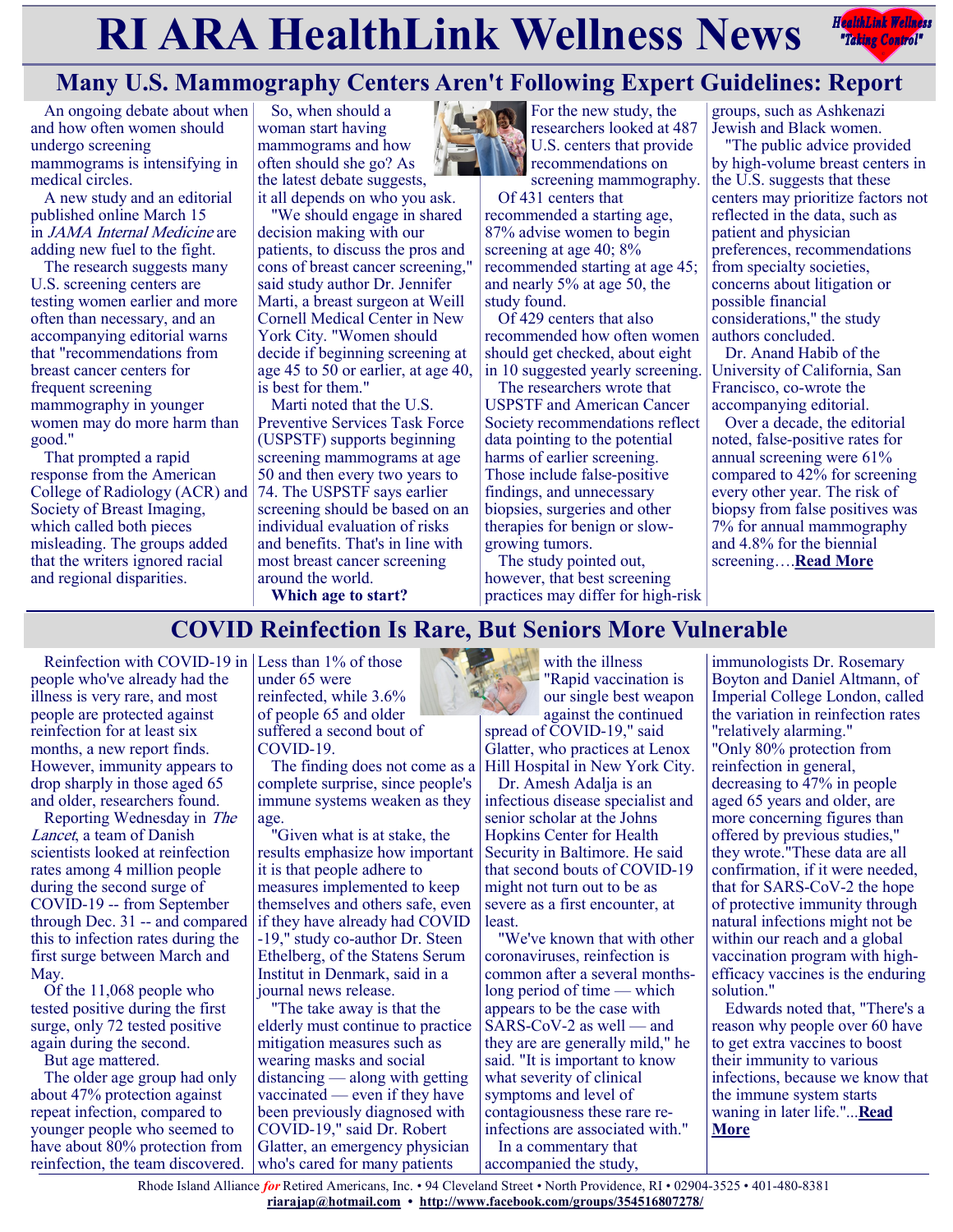# RI ARA HealthLink Wellness News

## Many U.S. Mammography Centers Aren't Following Expert Guidelines: Report

An ongoing debate about when and how often women should undergo screening mammograms is intensifying in medical circles.

A new study and an editorial published online March 15 in *JAMA Internal Medicine* are adding new fuel to the fight.

The research suggests many U.S. screening centers are testing women earlier and more often than necessary, and an accompanying editorial warns that "recommendations from breast cancer centers for frequent screening mammography in younger women may do more harm than good."

That prompted a rapid response from the American College of Radiology (ACR) and Society of Breast Imaging, which called both pieces misleading. The groups added that the writers ignored racial and regional disparities.

So, when should a woman start having mammograms and how often should she go? As the latest debate suggests, it all depends on who you ask.

"We should engage in shared decision making with our patients, to discuss the pros and cons of breast cancer screening," said study author Dr. Jennifer Marti, a breast surgeon at Weill Cornell Medical Center in New York City. "Women should decide if beginning screening at age 45 to 50 or earlier, at age 40, is best for them."

Marti noted that the U.S. Preventive Services Task Force (USPSTF) supports beginning screening mammograms at age 50 and then every two years to 74. The USPSTF says earlier screening should be based on an individual evaluation of risks and benefits. That's in line with most breast cancer screening around the world.

**Which age to start?**

For the new study, the researchers looked at 487 U.S. centers that provide recommendations on screening mammography.

Of 431 centers that recommended a starting age, 87% advise women to begin screening at age 40; 8% recommended starting at age 45; and nearly 5% at age 50, the study found.

Of 429 centers that also recommended how often women should get checked, about eight in 10 suggested yearly screening.

The researchers wrote that USPSTF and American Cancer Society recommendations reflect data pointing to the potential harms of earlier screening. Those include false-positive findings, and unnecessary biopsies, surgeries and other therapies for benign or slow-growing tumors.

The study pointed out, however, that best screening practices may differ for high-risk groups, such as Ashkenazi Jewish and Black women.

"The public advice provided by high-volume breast centers in the U.S. suggests that these centers may prioritize factors not reflected in the data, such as patient and physician preferences, recommendations from specialty societies, concerns about litigation or possible financial considerations," the study authors concluded.

Dr. Anand Habib of the University of California, San Francisco, co-wrote the accompanying editorial.

Over a decade, the editorial noted, false-positive rates for annual screening were 61% compared to 42% for screening every other year. The risk of biopsy from false positives was 7% for annual mammography and 4.8% for the biennial screening….**Read More**

## COVID Reinfection Is Rare, But Seniors More Vulnerable

Reinfection with COVID-19 in people who've already had the illness is very rare, and most people are protected against reinfection for at least six months, a new report finds. However, immunity appears to drop sharply in those aged 65 and older, researchers found.

Reporting Wednesday in *The Lancet*, a team of Danish scientists looked at reinfection rates among 4 million people during the second surge of COVID-19 -- from September through Dec. 31 -- and compared this to infection rates during the first surge between March and May.

Of the 11,068 people who tested positive during the first surge, only 72 tested positive again during the second.

But age mattered.

The older age group had only about 47% protection against repeat infection, compared to younger people who seemed to have about 80% protection from reinfection, the team discovered. Less than 1% of those under 65 were reinfected, while 3.6% of people 65 and older suffered a second bout of COVID-19.

The finding does not come as a complete surprise, since people's immune systems weaken as they age.

"Given what is at stake, the results emphasize how important it is that people adhere to measures implemented to keep themselves and others safe, even if they have already had COVID-19," study co-author Dr. Steen Ethelberg, of the Statens Serum Institut in Denmark, said in a journal news release.

"The take away is that the elderly must continue to practice mitigation measures such as wearing masks and social distancing — along with getting vaccinated — even if they have been previously diagnosed with COVID-19," said Dr. Robert Glatter, an emergency physician who's cared for many patients with the illness "Rapid vaccination is our single best weapon against the continued spread of COVID-19," said Glatter, who practices at Lenox Hill Hospital in New York City.

Dr. Amesh Adalja is an infectious disease specialist and senior scholar at the Johns Hopkins Center for Health Security in Baltimore. He said that second bouts of COVID-19 might not turn out to be as severe as a first encounter, at least.

"We've known that with other coronaviruses, reinfection is common after a several months-long period of time — which appears to be the case with SARS-CoV-2 as well — and they are are generally mild," he said. "It is important to know what severity of clinical symptoms and level of contagiousness these rare re-infections are associated with."

In a commentary that accompanied the study, immunologists Dr. Rosemary Boyton and Daniel Altmann, of Imperial College London, called the variation in reinfection rates "relatively alarming."

"Only 80% protection from reinfection in general, decreasing to 47% in people aged 65 years and older, are more concerning figures than offered by previous studies," they wrote."These data are all confirmation, if it were needed, that for SARS-CoV-2 the hope of protective immunity through natural infections might not be within our reach and a global vaccination program with high-efficacy vaccines is the enduring solution."

Edwards noted that, "There's a reason why people over 60 have to get extra vaccines to boost their immunity to various infections, because we know that the immune system starts waning in later life."...**Read More**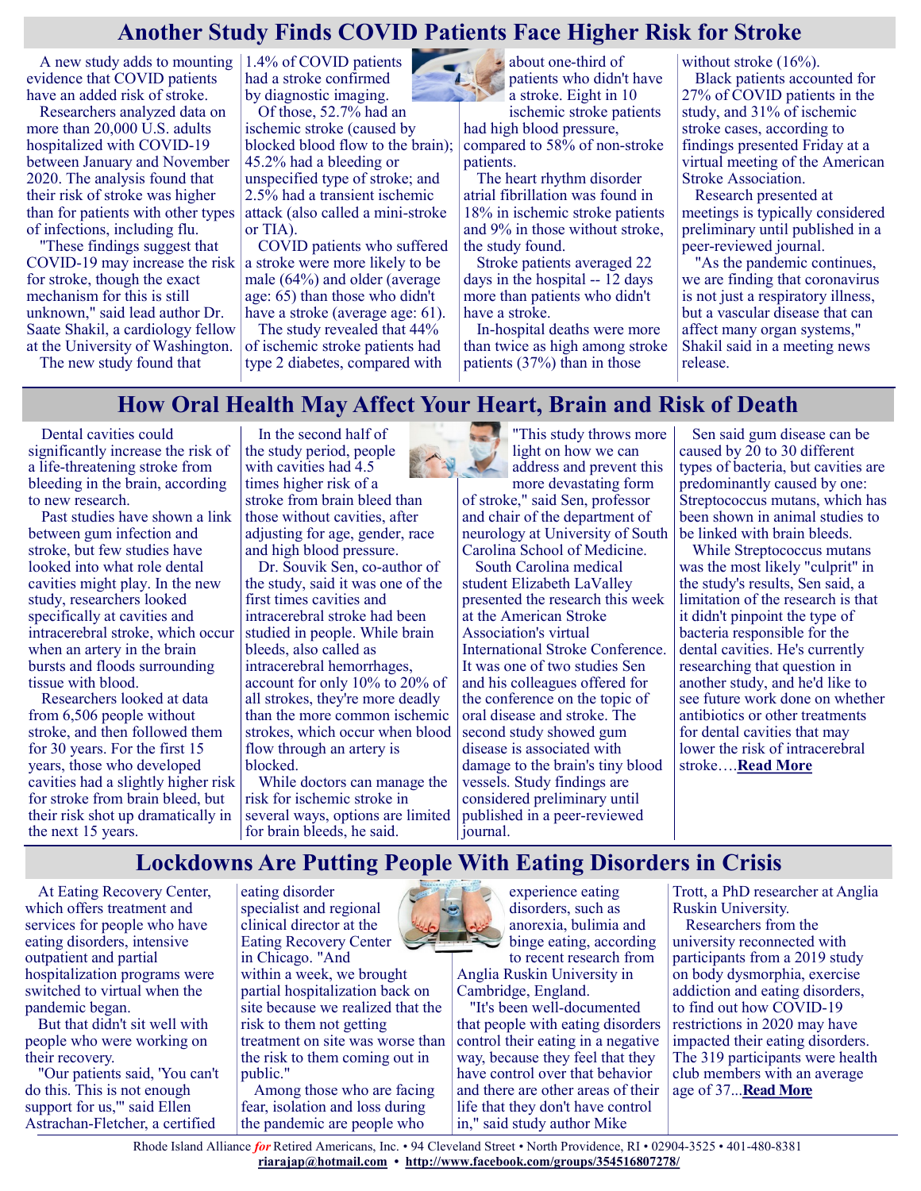# Another Study Finds COVID Patients Face Higher Risk for Stroke

A new study adds to mounting evidence that COVID patients have an added risk of stroke.

Researchers analyzed data on more than 20,000 U.S. adults hospitalized with COVID-19 between January and November 2020. The analysis found that their risk of stroke was higher than for patients with other types of infections, including flu.

"These findings suggest that COVID-19 may increase the risk for stroke, though the exact mechanism for this is still unknown," said lead author Dr. Saate Shakil, a cardiology fellow at the University of Washington.

The new study found that 1.4% of COVID patients had a stroke confirmed by diagnostic imaging.

Of those, 52.7% had an ischemic stroke (caused by blocked blood flow to the brain); 45.2% had a bleeding or unspecified type of stroke; and 2.5% had a transient ischemic attack (also called a mini-stroke or TIA).

COVID patients who suffered a stroke were more likely to be male (64%) and older (average age: 65) than those who didn't have a stroke (average age: 61).

The study revealed that 44% of ischemic stroke patients had type 2 diabetes, compared with about one-third of patients who didn't have a stroke. Eight in 10 ischemic stroke patients had high blood pressure, compared to 58% of non-stroke patients.

The heart rhythm disorder atrial fibrillation was found in 18% in ischemic stroke patients and 9% in those without stroke, the study found.

Stroke patients averaged 22 days in the hospital -- 12 days more than patients who didn't have a stroke.

In-hospital deaths were more than twice as high among stroke patients (37%) than in those without stroke (16%).

Black patients accounted for 27% of COVID patients in the study, and 31% of ischemic stroke cases, according to findings presented Friday at a virtual meeting of the American Stroke Association.

Research presented at meetings is typically considered preliminary until published in a peer-reviewed journal.

"As the pandemic continues, we are finding that coronavirus is not just a respiratory illness, but a vascular disease that can affect many organ systems," Shakil said in a meeting news release.

# How Oral Health May Affect Your Heart, Brain and Risk of Death

Dental cavities could significantly increase the risk of a life-threatening stroke from bleeding in the brain, according to new research.

Past studies have shown a link between gum infection and stroke, but few studies have looked into what role dental cavities might play. In the new study, researchers looked specifically at cavities and intracerebral stroke, which occur when an artery in the brain bursts and floods surrounding tissue with blood.

Researchers looked at data from 6,506 people without stroke, and then followed them for 30 years. For the first 15 years, those who developed cavities had a slightly higher risk for stroke from brain bleed, but their risk shot up dramatically in the next 15 years.

In the second half of the study period, people with cavities had 4.5 times higher risk of a stroke from brain bleed than those without cavities, after adjusting for age, gender, race and high blood pressure.

Dr. Souvik Sen, co-author of the study, said it was one of the first times cavities and intracerebral stroke had been studied in people. While brain bleeds, also called as intracerebral hemorrhages, account for only 10% to 20% of all strokes, they're more deadly than the more common ischemic strokes, which occur when blood flow through an artery is blocked.

While doctors can manage the risk for ischemic stroke in several ways, options are limited for brain bleeds, he said.

"This study throws more light on how we can address and prevent this more devastating form of stroke," said Sen, professor and chair of the department of neurology at University of South Carolina School of Medicine.

South Carolina medical student Elizabeth LaValley presented the research this week at the American Stroke Association's virtual International Stroke Conference. It was one of two studies Sen and his colleagues offered for the conference on the topic of oral disease and stroke. The second study showed gum disease is associated with damage to the brain's tiny blood vessels. Study findings are considered preliminary until published in a peer-reviewed journal.

Sen said gum disease can be caused by 20 to 30 different types of bacteria, but cavities are predominantly caused by one: Streptococcus mutans, which has been shown in animal studies to be linked with brain bleeds.

While Streptococcus mutans was the most likely "culprit" in the study's results, Sen said, a limitation of the research is that it didn't pinpoint the type of bacteria responsible for the dental cavities. He's currently researching that question in another study, and he'd like to see future work done on whether antibiotics or other treatments for dental cavities that may lower the risk of intracerebral stroke….**Read More**

# Lockdowns Are Putting People With Eating Disorders in Crisis

At Eating Recovery Center, which offers treatment and services for people who have eating disorders, intensive outpatient and partial hospitalization programs were switched to virtual when the pandemic began.

But that didn't sit well with people who were working on their recovery.

"Our patients said, 'You can't do this. This is not enough support for us,'" said Ellen Astrachan-Fletcher, a certified eating disorder specialist and regional clinical director at the Eating Recovery Center in Chicago. "And within a week, we brought partial hospitalization back on site because we realized that the risk to them not getting treatment on site was worse than the risk to them coming out in public."

Among those who are facing fear, isolation and loss during the pandemic are people who experience eating disorders, such as anorexia, bulimia and binge eating, according to recent research from Anglia Ruskin University in Cambridge, England.

"It's been well-documented that people with eating disorders control their eating in a negative way, because they feel that they have control over that behavior and there are other areas of their life that they don't have control in," said study author Mike Trott, a PhD researcher at Anglia Ruskin University.

Researchers from the university reconnected with participants from a 2019 study on body dysmorphia, exercise addiction and eating disorders, to find out how COVID-19 restrictions in 2020 may have impacted their eating disorders. The 319 participants were health club members with an average age of 37...**Read More**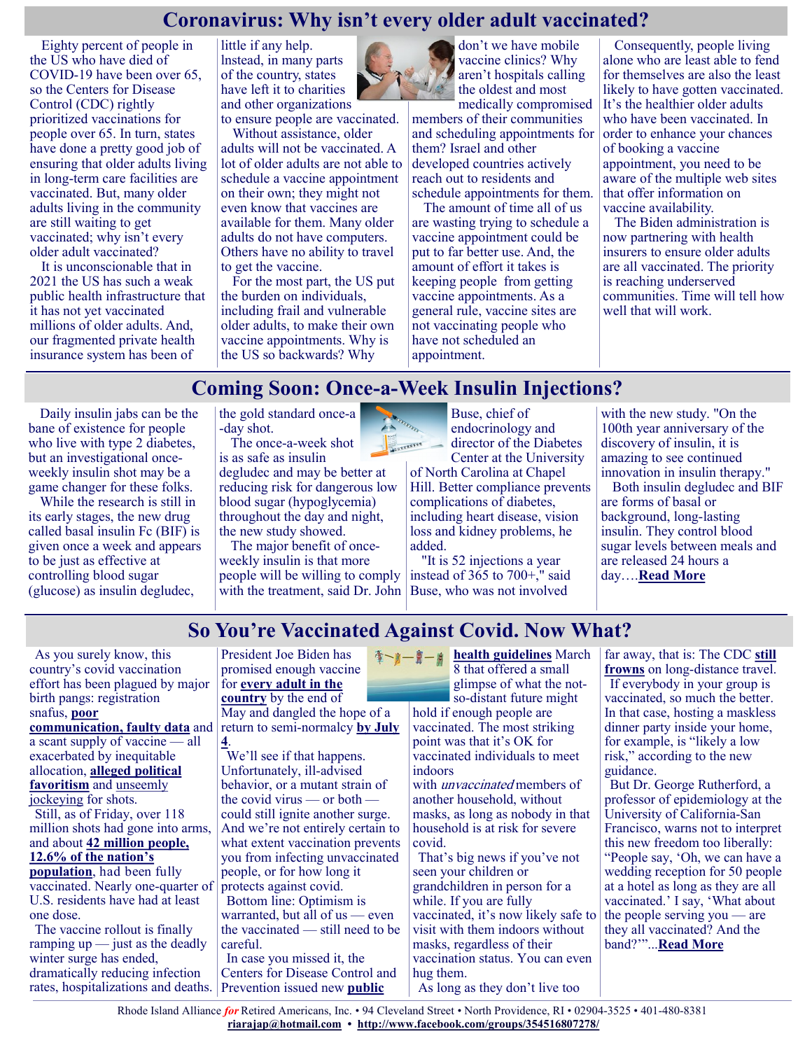## Coronavirus: Why isn't every older adult vaccinated?

Eighty percent of people in the US who have died of COVID-19 have been over 65, so the Centers for Disease Control (CDC) rightly prioritized vaccinations for people over 65. In turn, states have done a pretty good job of ensuring that older adults living in long-term care facilities are vaccinated. But, many older adults living in the community are still waiting to get vaccinated; why isn't every older adult vaccinated?

It is unconscionable that in 2021 the US has such a weak public health infrastructure that it has not yet vaccinated millions of older adults. And, our fragmented private health insurance system has been of little if any help. Instead, in many parts of the country, states have left it to charities and other organizations to ensure people are vaccinated.

Without assistance, older adults will not be vaccinated. A lot of older adults are not able to schedule a vaccine appointment on their own; they might not even know that vaccines are available for them. Many older adults do not have computers. Others have no ability to travel to get the vaccine.

For the most part, the US put the burden on individuals, including frail and vulnerable older adults, to make their own vaccine appointments. Why is the US so backwards? Why don't we have mobile vaccine clinics? Why aren't hospitals calling the oldest and most medically compromised members of their communities and scheduling appointments for them? Israel and other developed countries actively reach out to residents and schedule appointments for them.

The amount of time all of us are wasting trying to schedule a vaccine appointment could be put to far better use. And, the amount of effort it takes is keeping people from getting vaccine appointments. As a general rule, vaccine sites are not vaccinating people who have not scheduled an appointment.

Consequently, people living alone who are least able to fend for themselves are also the least likely to have gotten vaccinated. It's the healthier older adults who have been vaccinated. In order to enhance your chances of booking a vaccine appointment, you need to be aware of the multiple web sites that offer information on vaccine availability.

The Biden administration is now partnering with health insurers to ensure older adults are all vaccinated. The priority is reaching underserved communities. Time will tell how well that will work.

## Coming Soon: Once-a-Week Insulin Injections?

Daily insulin jabs can be the bane of existence for people who live with type 2 diabetes, but an investigational once-weekly insulin shot may be a game changer for these folks.

While the research is still in its early stages, the new drug called basal insulin Fc (BIF) is given once a week and appears to be just as effective at controlling blood sugar (glucose) as insulin degludec, the gold standard once-a-day shot.

The once-a-week shot is as safe as insulin degludec and may be better at reducing risk for dangerous low blood sugar (hypoglycemia) throughout the day and night, the new study showed.

The major benefit of once-weekly insulin is that more people will be willing to comply with the treatment, said Dr. John Buse, chief of endocrinology and director of the Diabetes Center at the University of North Carolina at Chapel Hill. Better compliance prevents complications of diabetes, including heart disease, vision loss and kidney problems, he added.

"It is 52 injections a year instead of 365 to 700+," said Buse, who was not involved with the new study. "On the 100th year anniversary of the discovery of insulin, it is amazing to see continued innovation in insulin therapy."

Both insulin degludec and BIF are forms of basal or background, long-lasting insulin. They control blood sugar levels between meals and are released 24 hours a day….**Read More**

## So You're Vaccinated Against Covid. Now What?

As you surely know, this country's covid vaccination effort has been plagued by major birth pangs: registration snafus, **poor communication, faulty data** and a scant supply of vaccine — all exacerbated by inequitable allocation, **alleged political favoritism** and unseemly jockeying for shots.

Still, as of Friday, over 118 million shots had gone into arms, and about **42 million people, 12.6% of the nation's population**, had been fully vaccinated. Nearly one-quarter of U.S. residents have had at least one dose.

The vaccine rollout is finally ramping up — just as the deadly winter surge has ended, dramatically reducing infection rates, hospitalizations and deaths. President Joe Biden has promised enough vaccine for **every adult in the country** by the end of May and dangled the hope of a return to semi-normalcy **by July 4**.

We'll see if that happens. Unfortunately, ill-advised behavior, or a mutant strain of the covid virus — or both — could still ignite another surge. And we're not entirely certain to what extent vaccination prevents you from infecting unvaccinated people, or for how long it protects against covid.

Bottom line: Optimism is warranted, but all of us — even the vaccinated — still need to be careful.

In case you missed it, the Centers for Disease Control and Prevention issued new **public health guidelines** March 8 that offered a small glimpse of what the not-so-distant future might hold if enough people are vaccinated. The most striking point was that it's OK for vaccinated individuals to meet indoors with *unvaccinated* members of another household, without masks, as long as nobody in that household is at risk for severe covid.

That's big news if you've not seen your children or grandchildren in person for a while. If you are fully vaccinated, it's now likely safe to visit with them indoors without masks, regardless of their vaccination status. You can even hug them.

As long as they don't live too far away, that is: The CDC **still frowns** on long-distance travel.

If everybody in your group is vaccinated, so much the better. In that case, hosting a maskless dinner party inside your home, for example, is "likely a low risk," according to the new guidance.

But Dr. George Rutherford, a professor of epidemiology at the University of California-San Francisco, warns not to interpret this new freedom too liberally: "People say, 'Oh, we can have a wedding reception for 50 people at a hotel as long as they are all vaccinated.' I say, 'What about the people serving you — are they all vaccinated? And the band?'"...**Read More**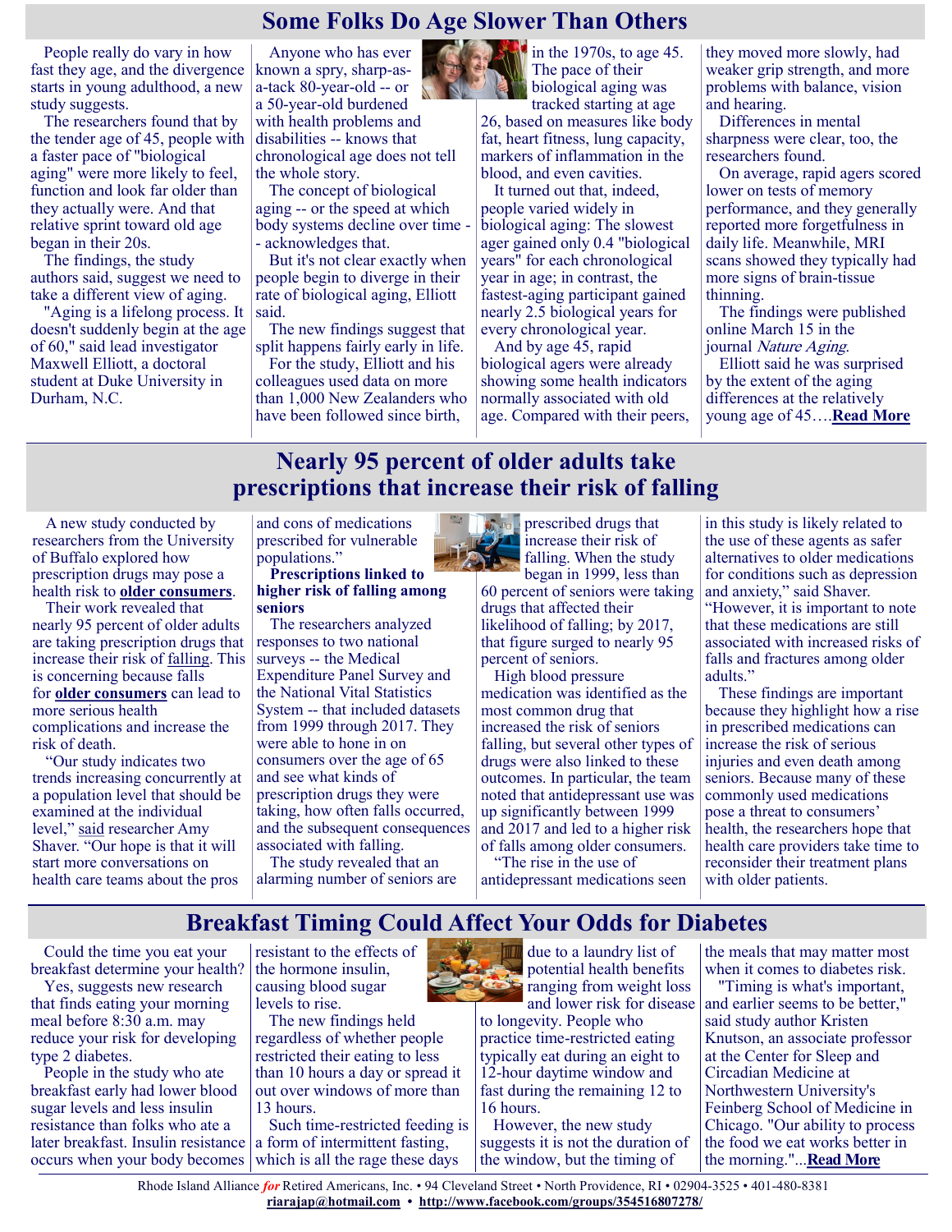# Some Folks Do Age Slower Than Others

People really do vary in how fast they age, and the divergence starts in young adulthood, a new study suggests.

The researchers found that by the tender age of 45, people with a faster pace of "biological aging" were more likely to feel, function and look far older than they actually were. And that relative sprint toward old age began in their 20s.

The findings, the study authors said, suggest we need to take a different view of aging.

"Aging is a lifelong process. It doesn't suddenly begin at the age of 60," said lead investigator Maxwell Elliott, a doctoral student at Duke University in Durham, N.C.

Anyone who has ever known a spry, sharp-as-a-tack 80-year-old -- or a 50-year-old burdened with health problems and disabilities -- knows that chronological age does not tell the whole story.

The concept of biological aging -- or the speed at which body systems decline over time -- acknowledges that.

But it's not clear exactly when people begin to diverge in their rate of biological aging, Elliott said.

The new findings suggest that split happens fairly early in life.

For the study, Elliott and his colleagues used data on more than 1,000 New Zealanders who have been followed since birth, in the 1970s, to age 45. The pace of their biological aging was tracked starting at age 26, based on measures like body fat, heart fitness, lung capacity, markers of inflammation in the blood, and even cavities.

It turned out that, indeed, people varied widely in biological aging: The slowest ager gained only 0.4 "biological years" for each chronological year in age; in contrast, the fastest-aging participant gained nearly 2.5 biological years for every chronological year.

And by age 45, rapid biological agers were already showing some health indicators normally associated with old age. Compared with their peers, they moved more slowly, had weaker grip strength, and more problems with balance, vision and hearing.

Differences in mental sharpness were clear, too, the researchers found.

On average, rapid agers scored lower on tests of memory performance, and they generally reported more forgetfulness in daily life. Meanwhile, MRI scans showed they typically had more signs of brain-tissue thinning.

The findings were published online March 15 in the journal *Nature Aging*.

Elliott said he was surprised by the extent of the aging differences at the relatively young age of 45….**Read More**

# Nearly 95 percent of older adults take prescriptions that increase their risk of falling

A new study conducted by researchers from the University of Buffalo explored how prescription drugs may pose a health risk to **older consumers**.

Their work revealed that nearly 95 percent of older adults are taking prescription drugs that increase their risk of falling. This is concerning because falls for **older consumers** can lead to more serious health complications and increase the risk of death.

"Our study indicates two trends increasing concurrently at a population level that should be examined at the individual level," said researcher Amy Shaver. "Our hope is that it will start more conversations on health care teams about the pros and cons of medications prescribed for vulnerable populations."

**Prescriptions linked to higher risk of falling among seniors**

The researchers analyzed responses to two national surveys -- the Medical Expenditure Panel Survey and the National Vital Statistics System -- that included datasets from 1999 through 2017. They were able to hone in on consumers over the age of 65 and see what kinds of prescription drugs they were taking, how often falls occurred, and the subsequent consequences associated with falling.

The study revealed that an alarming number of seniors are prescribed drugs that increase their risk of falling. When the study began in 1999, less than 60 percent of seniors were taking drugs that affected their likelihood of falling; by 2017, that figure surged to nearly 95 percent of seniors.

High blood pressure medication was identified as the most common drug that increased the risk of seniors falling, but several other types of drugs were also linked to these outcomes. In particular, the team noted that antidepressant use was up significantly between 1999 and 2017 and led to a higher risk of falls among older consumers.

"The rise in the use of antidepressant medications seen in this study is likely related to the use of these agents as safer alternatives to older medications for conditions such as depression and anxiety," said Shaver. "However, it is important to note that these medications are still associated with increased risks of falls and fractures among older adults."

These findings are important because they highlight how a rise in prescribed medications can increase the risk of serious injuries and even death among seniors. Because many of these commonly used medications pose a threat to consumers' health, the researchers hope that health care providers take time to reconsider their treatment plans with older patients.

# Breakfast Timing Could Affect Your Odds for Diabetes

Could the time you eat your breakfast determine your health?

Yes, suggests new research that finds eating your morning meal before 8:30 a.m. may reduce your risk for developing type 2 diabetes.

People in the study who ate breakfast early had lower blood sugar levels and less insulin resistance than folks who ate a later breakfast. Insulin resistance occurs when your body becomes resistant to the effects of the hormone insulin, causing blood sugar levels to rise.

The new findings held regardless of whether people restricted their eating to less than 10 hours a day or spread it out over windows of more than 13 hours.

Such time-restricted feeding is a form of intermittent fasting, which is all the rage these days due to a laundry list of potential health benefits ranging from weight loss and lower risk for disease to longevity. People who practice time-restricted eating typically eat during an eight to 12-hour daytime window and fast during the remaining 12 to 16 hours.

However, the new study suggests it is not the duration of the window, but the timing of the meals that may matter most when it comes to diabetes risk.

"Timing is what's important, and earlier seems to be better," said study author Kristen Knutson, an associate professor at the Center for Sleep and Circadian Medicine at Northwestern University's Feinberg School of Medicine in Chicago. "Our ability to process the food we eat works better in the morning."...**Read More**

Rhode Island Alliance *for* Retired Americans, Inc. • 94 Cleveland Street • North Providence, RI • 02904-3525 • 401-480-8381
**riarajap@hotmail.com** • **http://www.facebook.com/groups/354516807278/**